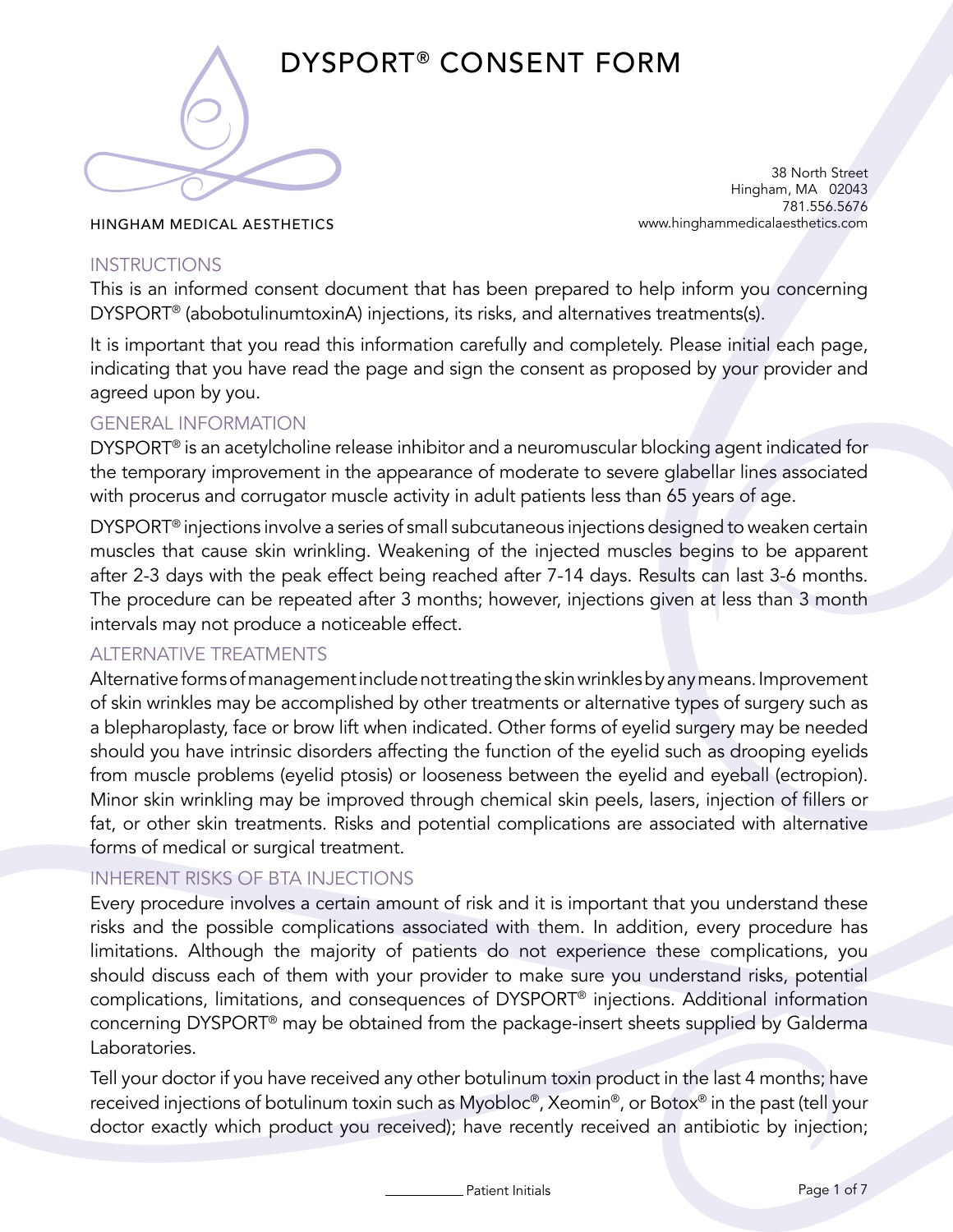# DYSPORT® CONSENT FORM

HINGHAM MEDICAL AESTHETICS

38 North Street
Hingham, MA 02043
781.556.5676
www.hinghammedicalaesthetics.com

## INSTRUCTIONS

This is an informed consent document that has been prepared to help inform you concerning DYSPORT® (abobotulinumtoxinA) injections, its risks, and alternatives treatments(s).

It is important that you read this information carefully and completely. Please initial each page, indicating that you have read the page and sign the consent as proposed by your provider and agreed upon by you.

## GENERAL INFORMATION

DYSPORT® is an acetylcholine release inhibitor and a neuromuscular blocking agent indicated for the temporary improvement in the appearance of moderate to severe glabellar lines associated with procerus and corrugator muscle activity in adult patients less than 65 years of age.

DYSPORT® injections involve a series of small subcutaneous injections designed to weaken certain muscles that cause skin wrinkling. Weakening of the injected muscles begins to be apparent after 2-3 days with the peak effect being reached after 7-14 days. Results can last 3-6 months. The procedure can be repeated after 3 months; however, injections given at less than 3 month intervals may not produce a noticeable effect.

## ALTERNATIVE TREATMENTS

Alternative forms of management include not treating the skin wrinkles by any means. Improvement of skin wrinkles may be accomplished by other treatments or alternative types of surgery such as a blepharoplasty, face or brow lift when indicated. Other forms of eyelid surgery may be needed should you have intrinsic disorders affecting the function of the eyelid such as drooping eyelids from muscle problems (eyelid ptosis) or looseness between the eyelid and eyeball (ectropion). Minor skin wrinkling may be improved through chemical skin peels, lasers, injection of fillers or fat, or other skin treatments. Risks and potential complications are associated with alternative forms of medical or surgical treatment.

## INHERENT RISKS OF BTA INJECTIONS

Every procedure involves a certain amount of risk and it is important that you understand these risks and the possible complications associated with them. In addition, every procedure has limitations. Although the majority of patients do not experience these complications, you should discuss each of them with your provider to make sure you understand risks, potential complications, limitations, and consequences of DYSPORT® injections. Additional information concerning DYSPORT® may be obtained from the package-insert sheets supplied by Galderma Laboratories.

Tell your doctor if you have received any other botulinum toxin product in the last 4 months; have received injections of botulinum toxin such as Myobloc®, Xeomin®, or Botox® in the past (tell your doctor exactly which product you received); have recently received an antibiotic by injection;

__________ Patient Initials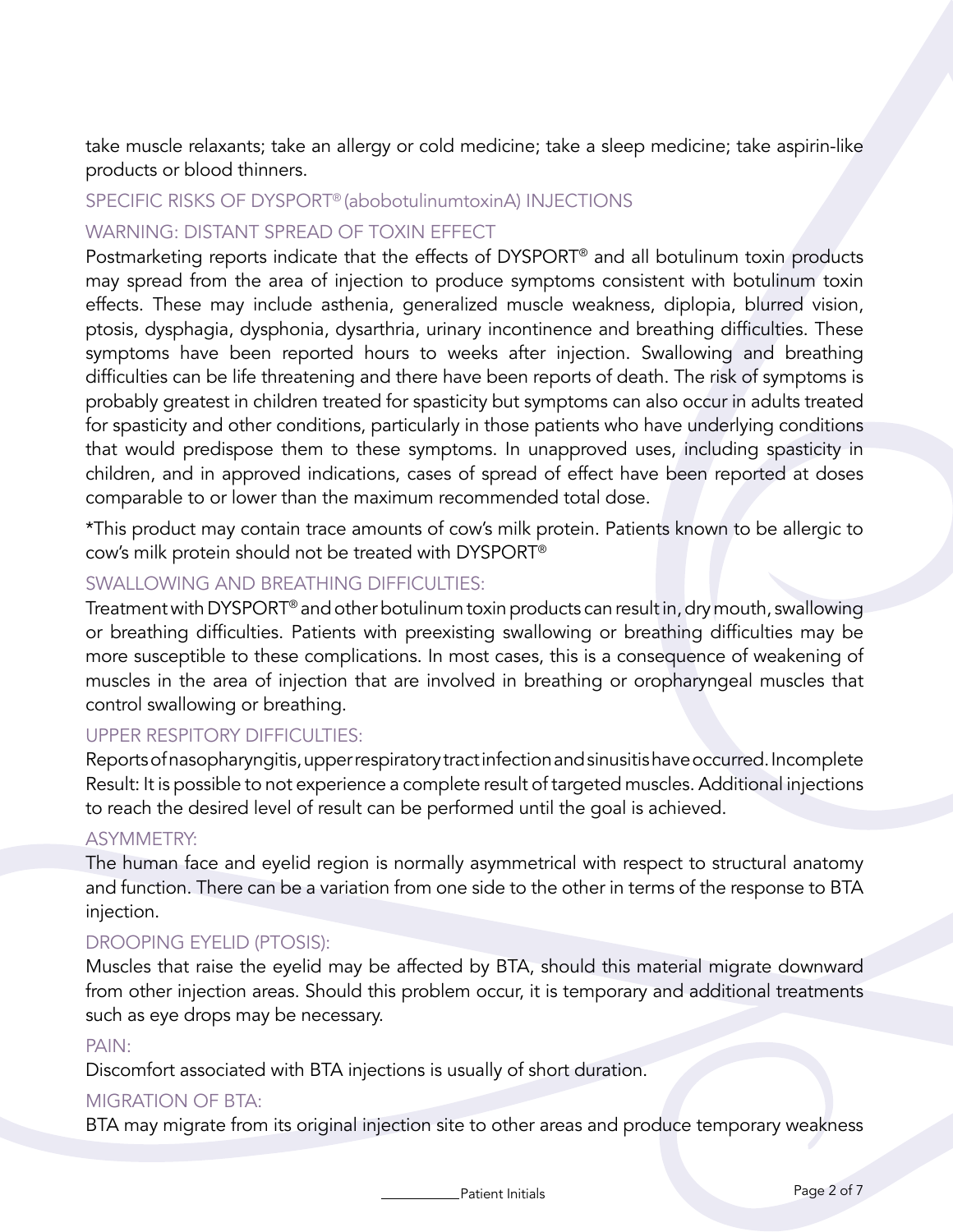take muscle relaxants; take an allergy or cold medicine; take a sleep medicine; take aspirin-like products or blood thinners.

## SPECIFIC RISKS OF DYSPORT® (abobotulinumtoxinA) INJECTIONS

### WARNING: DISTANT SPREAD OF TOXIN EFFECT

Postmarketing reports indicate that the effects of DYSPORT® and all botulinum toxin products may spread from the area of injection to produce symptoms consistent with botulinum toxin effects. These may include asthenia, generalized muscle weakness, diplopia, blurred vision, ptosis, dysphagia, dysphonia, dysarthria, urinary incontinence and breathing difficulties. These symptoms have been reported hours to weeks after injection. Swallowing and breathing difficulties can be life threatening and there have been reports of death. The risk of symptoms is probably greatest in children treated for spasticity but symptoms can also occur in adults treated for spasticity and other conditions, particularly in those patients who have underlying conditions that would predispose them to these symptoms. In unapproved uses, including spasticity in children, and in approved indications, cases of spread of effect have been reported at doses comparable to or lower than the maximum recommended total dose.

*This product may contain trace amounts of cow's milk protein. Patients known to be allergic to cow's milk protein should not be treated with DYSPORT®

### SWALLOWING AND BREATHING DIFFICULTIES:

Treatment with DYSPORT® and other botulinum toxin products can result in, dry mouth, swallowing or breathing difficulties. Patients with preexisting swallowing or breathing difficulties may be more susceptible to these complications. In most cases, this is a consequence of weakening of muscles in the area of injection that are involved in breathing or oropharyngeal muscles that control swallowing or breathing.

### UPPER RESPITORY DIFFICULTIES:

Reports of nasopharyngitis, upper respiratory tract infection and sinusitis have occurred. Incomplete Result: It is possible to not experience a complete result of targeted muscles. Additional injections to reach the desired level of result can be performed until the goal is achieved.

### ASYMMETRY:

The human face and eyelid region is normally asymmetrical with respect to structural anatomy and function. There can be a variation from one side to the other in terms of the response to BTA injection.

### DROOPING EYELID (PTOSIS):

Muscles that raise the eyelid may be affected by BTA, should this material migrate downward from other injection areas. Should this problem occur, it is temporary and additional treatments such as eye drops may be necessary.

### PAIN:

Discomfort associated with BTA injections is usually of short duration.

### MIGRATION OF BTA:

BTA may migrate from its original injection site to other areas and produce temporary weakness

__________Patient Initials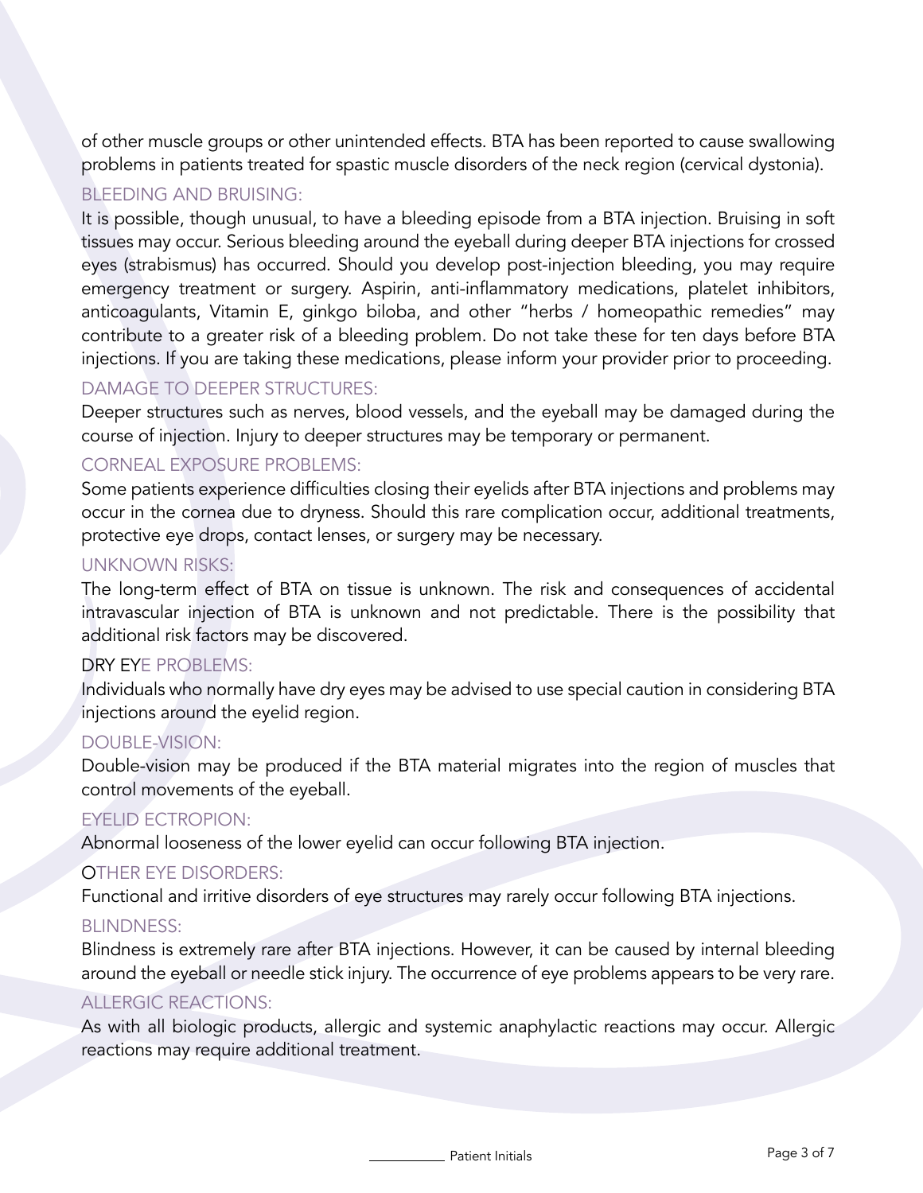of other muscle groups or other unintended effects. BTA has been reported to cause swallowing problems in patients treated for spastic muscle disorders of the neck region (cervical dystonia).

### BLEEDING AND BRUISING:

It is possible, though unusual, to have a bleeding episode from a BTA injection. Bruising in soft tissues may occur. Serious bleeding around the eyeball during deeper BTA injections for crossed eyes (strabismus) has occurred. Should you develop post-injection bleeding, you may require emergency treatment or surgery. Aspirin, anti-inflammatory medications, platelet inhibitors, anticoagulants, Vitamin E, ginkgo biloba, and other "herbs / homeopathic remedies" may contribute to a greater risk of a bleeding problem. Do not take these for ten days before BTA injections. If you are taking these medications, please inform your provider prior to proceeding.

### DAMAGE TO DEEPER STRUCTURES:

Deeper structures such as nerves, blood vessels, and the eyeball may be damaged during the course of injection. Injury to deeper structures may be temporary or permanent.

### CORNEAL EXPOSURE PROBLEMS:

Some patients experience difficulties closing their eyelids after BTA injections and problems may occur in the cornea due to dryness. Should this rare complication occur, additional treatments, protective eye drops, contact lenses, or surgery may be necessary.

### UNKNOWN RISKS:

The long-term effect of BTA on tissue is unknown. The risk and consequences of accidental intravascular injection of BTA is unknown and not predictable. There is the possibility that additional risk factors may be discovered.

### DRY EYE PROBLEMS:

Individuals who normally have dry eyes may be advised to use special caution in considering BTA injections around the eyelid region.

### DOUBLE-VISION:

Double-vision may be produced if the BTA material migrates into the region of muscles that control movements of the eyeball.

### EYELID ECTROPION:

Abnormal looseness of the lower eyelid can occur following BTA injection.

### OTHER EYE DISORDERS:

Functional and irritive disorders of eye structures may rarely occur following BTA injections.

### BLINDNESS:

Blindness is extremely rare after BTA injections. However, it can be caused by internal bleeding around the eyeball or needle stick injury. The occurrence of eye problems appears to be very rare.

### ALLERGIC REACTIONS:

As with all biologic products, allergic and systemic anaphylactic reactions may occur. Allergic reactions may require additional treatment.

__________ Patient Initials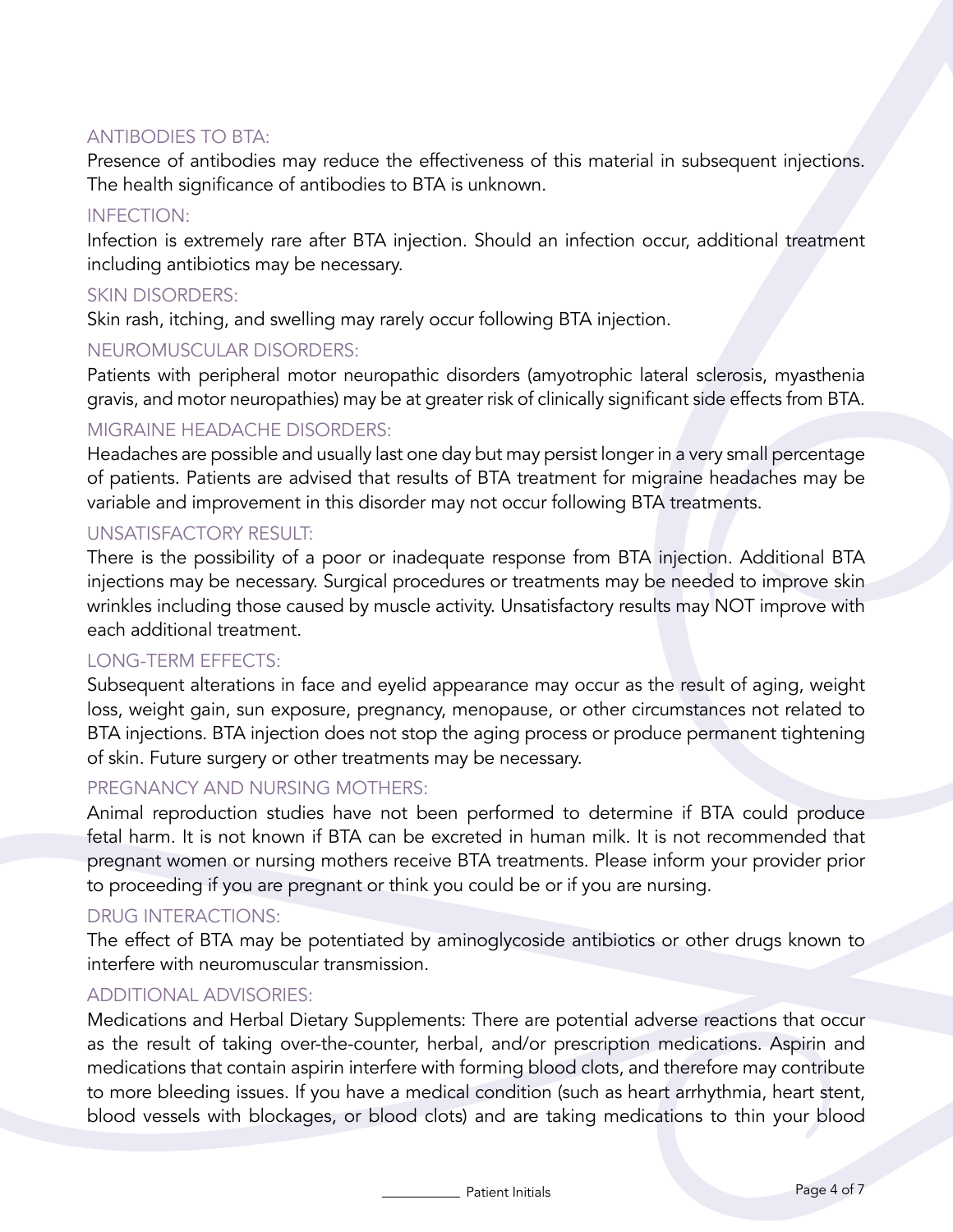### ANTIBODIES TO BTA:

Presence of antibodies may reduce the effectiveness of this material in subsequent injections. The health significance of antibodies to BTA is unknown.

### INFECTION:

Infection is extremely rare after BTA injection. Should an infection occur, additional treatment including antibiotics may be necessary.

### SKIN DISORDERS:

Skin rash, itching, and swelling may rarely occur following BTA injection.

### NEUROMUSCULAR DISORDERS:

Patients with peripheral motor neuropathic disorders (amyotrophic lateral sclerosis, myasthenia gravis, and motor neuropathies) may be at greater risk of clinically significant side effects from BTA.

### MIGRAINE HEADACHE DISORDERS:

Headaches are possible and usually last one day but may persist longer in a very small percentage of patients. Patients are advised that results of BTA treatment for migraine headaches may be variable and improvement in this disorder may not occur following BTA treatments.

### UNSATISFACTORY RESULT:

There is the possibility of a poor or inadequate response from BTA injection. Additional BTA injections may be necessary. Surgical procedures or treatments may be needed to improve skin wrinkles including those caused by muscle activity. Unsatisfactory results may NOT improve with each additional treatment.

### LONG-TERM EFFECTS:

Subsequent alterations in face and eyelid appearance may occur as the result of aging, weight loss, weight gain, sun exposure, pregnancy, menopause, or other circumstances not related to BTA injections. BTA injection does not stop the aging process or produce permanent tightening of skin. Future surgery or other treatments may be necessary.

### PREGNANCY AND NURSING MOTHERS:

Animal reproduction studies have not been performed to determine if BTA could produce fetal harm. It is not known if BTA can be excreted in human milk. It is not recommended that pregnant women or nursing mothers receive BTA treatments. Please inform your provider prior to proceeding if you are pregnant or think you could be or if you are nursing.

### DRUG INTERACTIONS:

The effect of BTA may be potentiated by aminoglycoside antibiotics or other drugs known to interfere with neuromuscular transmission.

### ADDITIONAL ADVISORIES:

Medications and Herbal Dietary Supplements: There are potential adverse reactions that occur as the result of taking over-the-counter, herbal, and/or prescription medications. Aspirin and medications that contain aspirin interfere with forming blood clots, and therefore may contribute to more bleeding issues. If you have a medical condition (such as heart arrhythmia, heart stent, blood vessels with blockages, or blood clots) and are taking medications to thin your blood

__________ Patient Initials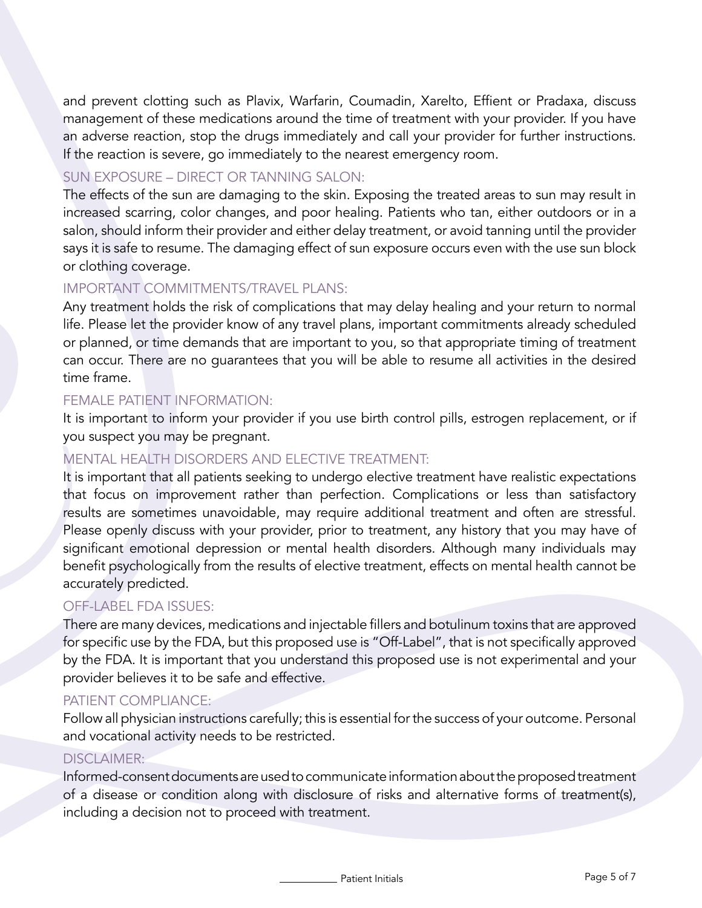and prevent clotting such as Plavix, Warfarin, Coumadin, Xarelto, Effient or Pradaxa, discuss management of these medications around the time of treatment with your provider. If you have an adverse reaction, stop the drugs immediately and call your provider for further instructions. If the reaction is severe, go immediately to the nearest emergency room.

### SUN EXPOSURE – DIRECT OR TANNING SALON:

The effects of the sun are damaging to the skin. Exposing the treated areas to sun may result in increased scarring, color changes, and poor healing. Patients who tan, either outdoors or in a salon, should inform their provider and either delay treatment, or avoid tanning until the provider says it is safe to resume. The damaging effect of sun exposure occurs even with the use sun block or clothing coverage.

### IMPORTANT COMMITMENTS/TRAVEL PLANS:

Any treatment holds the risk of complications that may delay healing and your return to normal life. Please let the provider know of any travel plans, important commitments already scheduled or planned, or time demands that are important to you, so that appropriate timing of treatment can occur. There are no guarantees that you will be able to resume all activities in the desired time frame.

### FEMALE PATIENT INFORMATION:

It is important to inform your provider if you use birth control pills, estrogen replacement, or if you suspect you may be pregnant.

### MENTAL HEALTH DISORDERS AND ELECTIVE TREATMENT:

It is important that all patients seeking to undergo elective treatment have realistic expectations that focus on improvement rather than perfection. Complications or less than satisfactory results are sometimes unavoidable, may require additional treatment and often are stressful. Please openly discuss with your provider, prior to treatment, any history that you may have of significant emotional depression or mental health disorders. Although many individuals may benefit psychologically from the results of elective treatment, effects on mental health cannot be accurately predicted.

### OFF-LABEL FDA ISSUES:

There are many devices, medications and injectable fillers and botulinum toxins that are approved for specific use by the FDA, but this proposed use is "Off-Label", that is not specifically approved by the FDA. It is important that you understand this proposed use is not experimental and your provider believes it to be safe and effective.

### PATIENT COMPLIANCE:

Follow all physician instructions carefully; this is essential for the success of your outcome. Personal and vocational activity needs to be restricted.

### DISCLAIMER:

Informed-consent documents are used to communicate information about the proposed treatment of a disease or condition along with disclosure of risks and alternative forms of treatment(s), including a decision not to proceed with treatment.

__________ Patient Initials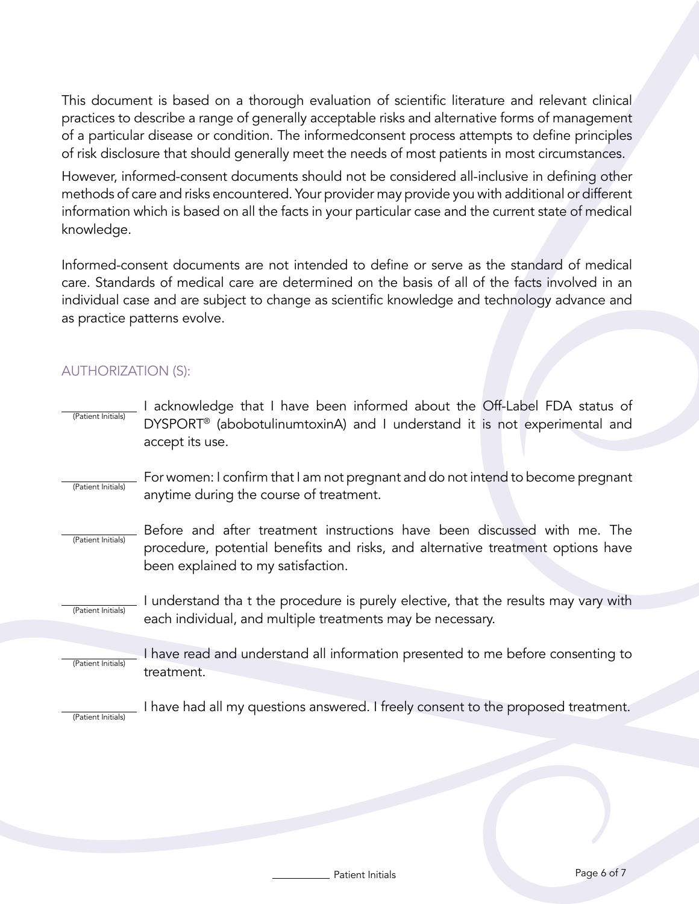This document is based on a thorough evaluation of scientific literature and relevant clinical practices to describe a range of generally acceptable risks and alternative forms of management of a particular disease or condition. The informedconsent process attempts to define principles of risk disclosure that should generally meet the needs of most patients in most circumstances.

However, informed-consent documents should not be considered all-inclusive in defining other methods of care and risks encountered. Your provider may provide you with additional or different information which is based on all the facts in your particular case and the current state of medical knowledge.

Informed-consent documents are not intended to define or serve as the standard of medical care. Standards of medical care are determined on the basis of all of the facts involved in an individual case and are subject to change as scientific knowledge and technology advance and as practice patterns evolve.

## AUTHORIZATION (S):

______ (Patient Initials) I acknowledge that I have been informed about the Off-Label FDA status of DYSPORT® (abobotulinumtoxinA) and I understand it is not experimental and accept its use.

______ (Patient Initials) For women: I confirm that I am not pregnant and do not intend to become pregnant anytime during the course of treatment.

______ (Patient Initials) Before and after treatment instructions have been discussed with me. The procedure, potential benefits and risks, and alternative treatment options have been explained to my satisfaction.

______ (Patient Initials) I understand tha t the procedure is purely elective, that the results may vary with each individual, and multiple treatments may be necessary.

______ (Patient Initials) I have read and understand all information presented to me before consenting to treatment.

______ (Patient Initials) I have had all my questions answered. I freely consent to the proposed treatment.

______ Patient Initials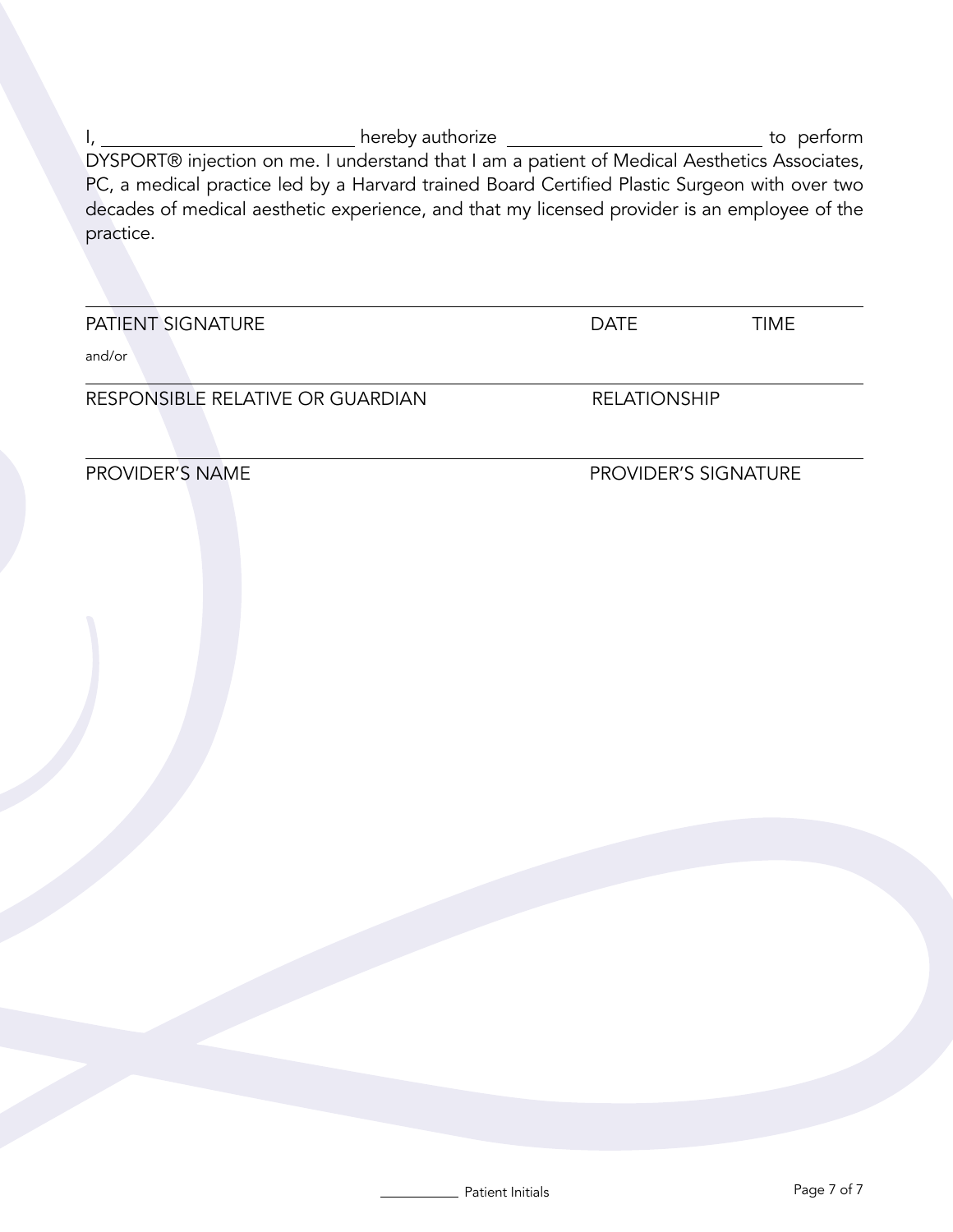I, ______________________ hereby authorize ______________________ to perform DYSPORT® injection on me. I understand that I am a patient of Medical Aesthetics Associates, PC, a medical practice led by a Harvard trained Board Certified Plastic Surgeon with over two decades of medical aesthetic experience, and that my licensed provider is an employee of the practice.

______________________________________________________________

PATIENT SIGNATURE DATE TIME

and/or

______________________________________________________________

RESPONSIBLE RELATIVE OR GUARDIAN RELATIONSHIP

______________________________________________________________

PROVIDER'S NAME PROVIDER'S SIGNATURE

__________ Patient Initials